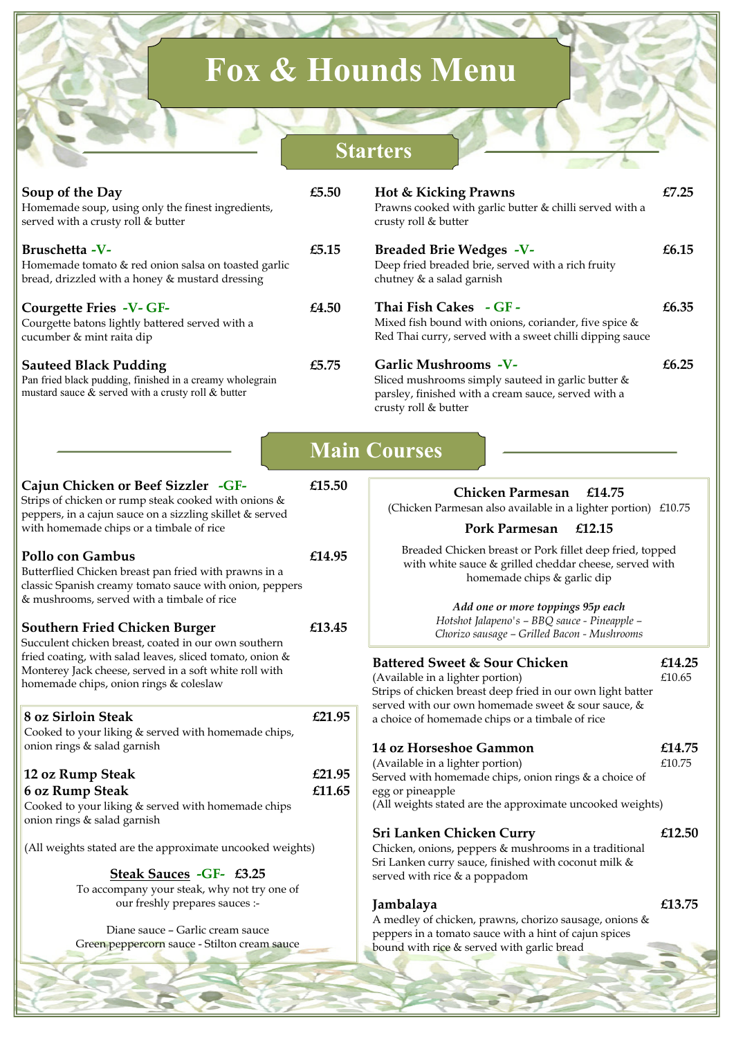# Fox & Hounds Menu

## Starters

**Soup of the Day** — £5.50
Homemade soup, using only the finest ingredients, served with a crusty roll & butter

**Bruschetta** -V- — £5.15
Homemade tomato & red onion salsa on toasted garlic bread, drizzled with a honey & mustard dressing

**Courgette Fries** -V- GF- — £4.50
Courgette batons lightly battered served with a cucumber & mint raita dip

**Sauteed Black Pudding** — £5.75
Pan fried black pudding, finished in a creamy wholegrain mustard sauce & served with a crusty roll & butter

**Hot & Kicking Prawns** — £7.25
Prawns cooked with garlic butter & chilli served with a crusty roll & butter

**Breaded Brie Wedges** -V- — £6.15
Deep fried breaded brie, served with a rich fruity chutney & a salad garnish

**Thai Fish Cakes** - GF - — £6.35
Mixed fish bound with onions, coriander, five spice & Red Thai curry, served with a sweet chilli dipping sauce

**Garlic Mushrooms** -V- — £6.25
Sliced mushrooms simply sauteed in garlic butter & parsley, finished with a cream sauce, served with a crusty roll & butter

## Main Courses

**Cajun Chicken or Beef Sizzler** -GF- — £15.50
Strips of chicken or rump steak cooked with onions & peppers, in a cajun sauce on a sizzling skillet & served with homemade chips or a timbale of rice

**Pollo con Gambus** — £14.95
Butterflied Chicken breast pan fried with prawns in a classic Spanish creamy tomato sauce with onion, peppers & mushrooms, served with a timbale of rice

**Southern Fried Chicken Burger** — £13.45
Succulent chicken breast, coated in our own southern fried coating, with salad leaves, sliced tomato, onion & Monterey Jack cheese, served in a soft white roll with homemade chips, onion rings & coleslaw

**8 oz Sirloin Steak** — £21.95
Cooked to your liking & served with homemade chips, onion rings & salad garnish

**12 oz Rump Steak** — £21.95
**6 oz Rump Steak** — £11.65
Cooked to your liking & served with homemade chips onion rings & salad garnish

(All weights stated are the approximate uncooked weights)

**Steak Sauces** -GF- £3.25
To accompany your steak, why not try one of our freshly prepares sauces :-

Diane sauce – Garlic cream sauce
Green peppercorn sauce - Stilton cream sauce

**Chicken Parmesan** £14.75
(Chicken Parmesan also available in a lighter portion) £10.75

**Pork Parmesan** £12.15

Breaded Chicken breast or Pork fillet deep fried, topped with white sauce & grilled cheddar cheese, served with homemade chips & garlic dip

***Add one or more toppings 95p each***
*Hotshot Jalapeno's – BBQ sauce - Pineapple – Chorizo sausage – Grilled Bacon - Mushrooms*

**Battered Sweet & Sour Chicken** — £14.25
(Available in a lighter portion) £10.65
Strips of chicken breast deep fried in our own light batter served with our own homemade sweet & sour sauce, & a choice of homemade chips or a timbale of rice

**14 oz Horseshoe Gammon** — £14.75
(Available in a lighter portion) £10.75
Served with homemade chips, onion rings & a choice of egg or pineapple
(All weights stated are the approximate uncooked weights)

**Sri Lanken Chicken Curry** — £12.50
Chicken, onions, peppers & mushrooms in a traditional Sri Lanken curry sauce, finished with coconut milk & served with rice & a poppadom

**Jambalaya** — £13.75
A medley of chicken, prawns, chorizo sausage, onions & peppers in a tomato sauce with a hint of cajun spices bound with rice & served with garlic bread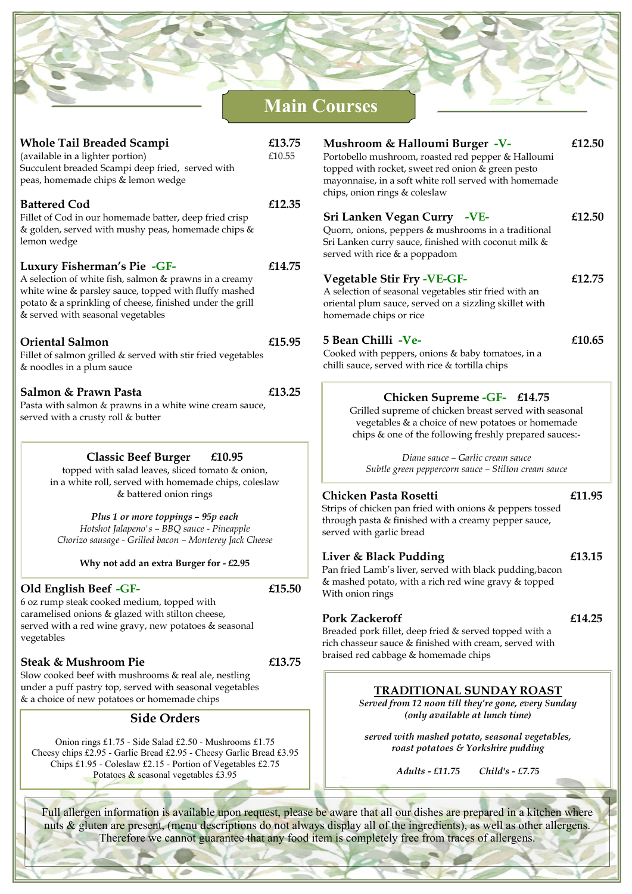# Main Courses

**Whole Tail Breaded Scampi** **£13.75**
(available in a lighter portion) £10.55
Succulent breaded Scampi deep fried, served with peas, homemade chips & lemon wedge

**Battered Cod** **£12.35**
Fillet of Cod in our homemade batter, deep fried crisp & golden, served with mushy peas, homemade chips & lemon wedge

**Luxury Fisherman's Pie -GF-** **£14.75**
A selection of white fish, salmon & prawns in a creamy white wine & parsley sauce, topped with fluffy mashed potato & a sprinkling of cheese, finished under the grill & served with seasonal vegetables

**Oriental Salmon** **£15.95**
Fillet of salmon grilled & served with stir fried vegetables & noodles in a plum sauce

**Salmon & Prawn Pasta** **£13.25**
Pasta with salmon & prawns in a white wine cream sauce, served with a crusty roll & butter

**Classic Beef Burger** **£10.95**
topped with salad leaves, sliced tomato & onion, in a white roll, served with homemade chips, coleslaw & battered onion rings

***Plus 1 or more toppings – 95p each***
*Hotshot Jalapeno's – BBQ sauce - Pineapple*
*Chorizo sausage - Grilled bacon – Monterey Jack Cheese*

**Why not add an extra Burger for - £2.95**

**Old English Beef -GF-** **£15.50**
6 oz rump steak cooked medium, topped with caramelised onions & glazed with stilton cheese, served with a red wine gravy, new potatoes & seasonal vegetables

**Steak & Mushroom Pie** **£13.75**
Slow cooked beef with mushrooms & real ale, nestling under a puff pastry top, served with seasonal vegetables & a choice of new potatoes or homemade chips

## Side Orders

Onion rings £1.75 - Side Salad £2.50 - Mushrooms £1.75
Cheesy chips £2.95 - Garlic Bread £2.95 - Cheesy Garlic Bread £3.95
Chips £1.95 - Coleslaw £2.15 - Portion of Vegetables £2.75
Potatoes & seasonal vegetables £3.95

**Mushroom & Halloumi Burger -V-** **£12.50**
Portobello mushroom, roasted red pepper & Halloumi topped with rocket, sweet red onion & green pesto mayonnaise, in a soft white roll served with homemade chips, onion rings & coleslaw

**Sri Lanken Vegan Curry -VE-** **£12.50**
Quorn, onions, peppers & mushrooms in a traditional Sri Lanken curry sauce, finished with coconut milk & served with rice & a poppadom

**Vegetable Stir Fry -VE-GF-** **£12.75**
A selection of seasonal vegetables stir fried with an oriental plum sauce, served on a sizzling skillet with homemade chips or rice

**5 Bean Chilli -Ve-** **£10.65**
Cooked with peppers, onions & baby tomatoes, in a chilli sauce, served with rice & tortilla chips

**Chicken Supreme -GF-** **£14.75**
Grilled supreme of chicken breast served with seasonal vegetables & a choice of new potatoes or homemade chips & one of the following freshly prepared sauces:-

*Diane sauce – Garlic cream sauce*
*Subtle green peppercorn sauce – Stilton cream sauce*

**Chicken Pasta Rosetti** **£11.95**
Strips of chicken pan fried with onions & peppers tossed through pasta & finished with a creamy pepper sauce, served with garlic bread

**Liver & Black Pudding** **£13.15**
Pan fried Lamb's liver, served with black pudding,bacon & mashed potato, with a rich red wine gravy & topped With onion rings

**Pork Zackeroff** **£14.25**
Breaded pork fillet, deep fried & served topped with a rich chasseur sauce & finished with cream, served with braised red cabbage & homemade chips

## TRADITIONAL SUNDAY ROAST

***Served from 12 noon till they're gone, every Sunday (only available at lunch time)***

***served with mashed potato, seasonal vegetables, roast potatoes & Yorkshire pudding***

***Adults - £11.75*** ***Child's - £7.75***

Full allergen information is available upon request, please be aware that all our dishes are prepared in a kitchen where nuts & gluten are present, (menu descriptions do not always display all of the ingredients), as well as other allergens. Therefore we cannot guarantee that any food item is completely free from traces of allergens.